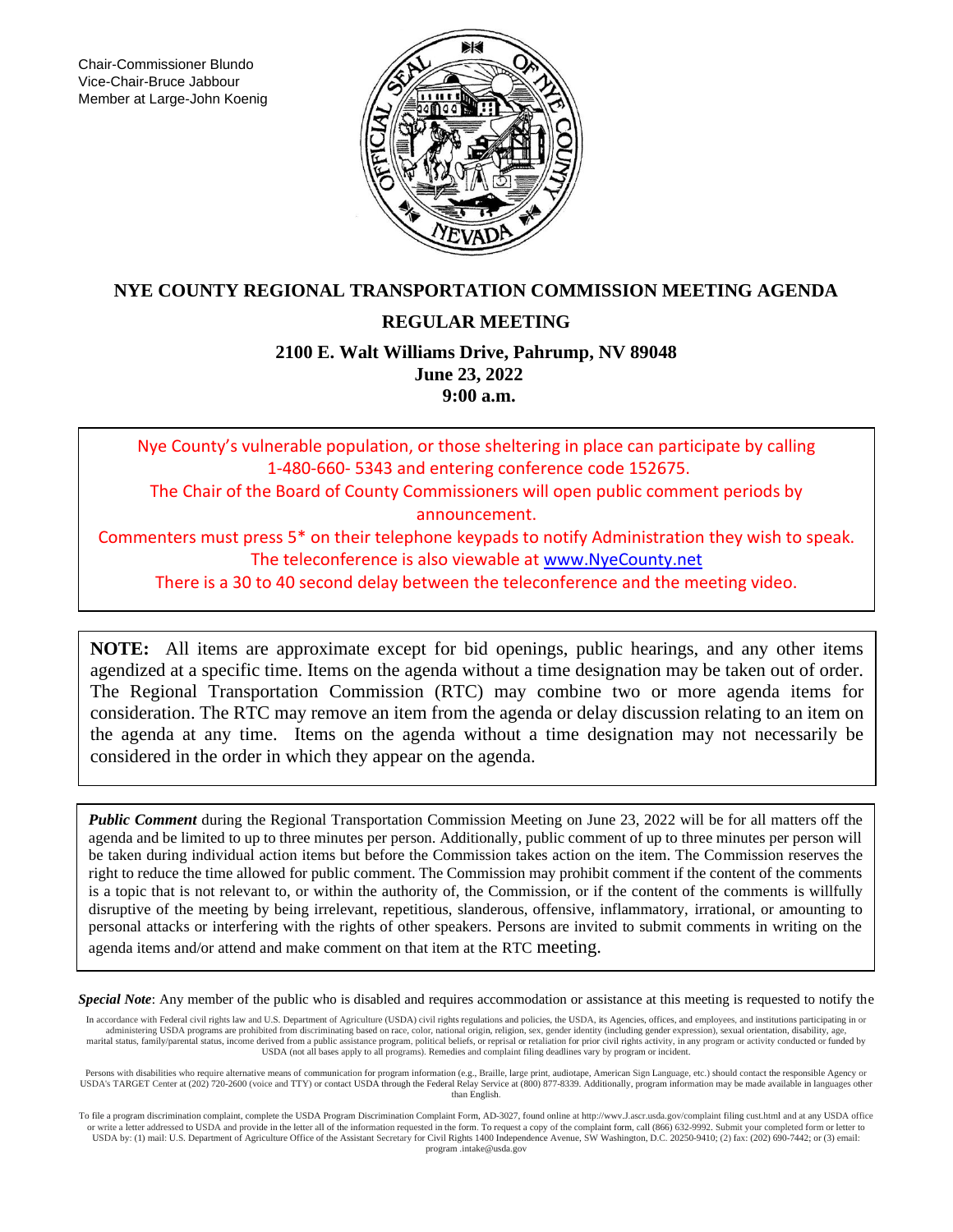Chair-Commissioner Blundo
Vice-Chair-Bruce Jabbour
Member at Large-John Koenig

# NYE COUNTY REGIONAL TRANSPORTATION COMMISSION MEETING AGENDA

## REGULAR MEETING

**2100 E. Walt Williams Drive, Pahrump, NV 89048**
**June 23, 2022**
**9:00 a.m.**

Nye County's vulnerable population, or those sheltering in place can participate by calling 1-480-660- 5343 and entering conference code 152675.
The Chair of the Board of County Commissioners will open public comment periods by announcement.
Commenters must press 5* on their telephone keypads to notify Administration they wish to speak.
The teleconference is also viewable at www.NyeCounty.net
There is a 30 to 40 second delay between the teleconference and the meeting video.

**NOTE:** All items are approximate except for bid openings, public hearings, and any other items agendized at a specific time. Items on the agenda without a time designation may be taken out of order. The Regional Transportation Commission (RTC) may combine two or more agenda items for consideration. The RTC may remove an item from the agenda or delay discussion relating to an item on the agenda at any time. Items on the agenda without a time designation may not necessarily be considered in the order in which they appear on the agenda.

***Public Comment*** during the Regional Transportation Commission Meeting on June 23, 2022 will be for all matters off the agenda and be limited to up to three minutes per person. Additionally, public comment of up to three minutes per person will be taken during individual action items but before the Commission takes action on the item. The Commission reserves the right to reduce the time allowed for public comment. The Commission may prohibit comment if the content of the comments is a topic that is not relevant to, or within the authority of, the Commission, or if the content of the comments is willfully disruptive of the meeting by being irrelevant, repetitious, slanderous, offensive, inflammatory, irrational, or amounting to personal attacks or interfering with the rights of other speakers. Persons are invited to submit comments in writing on the agenda items and/or attend and make comment on that item at the RTC meeting.

***Special Note***: Any member of the public who is disabled and requires accommodation or assistance at this meeting is requested to notify the

In accordance with Federal civil rights law and U.S. Department of Agriculture (USDA) civil rights regulations and policies, the USDA, its Agencies, offices, and employees, and institutions participating in or administering USDA programs are prohibited from discriminating based on race, color, national origin, religion, sex, gender identity (including gender expression), sexual orientation, disability, age, marital status, family/parental status, income derived from a public assistance program, political beliefs, or reprisal or retaliation for prior civil rights activity, in any program or activity conducted or funded by USDA (not all bases apply to all programs). Remedies and complaint filing deadlines vary by program or incident.

Persons with disabilities who require alternative means of communication for program information (e.g., Braille, large print, audiotape, American Sign Language, etc.) should contact the responsible Agency or USDA's TARGET Center at (202) 720-2600 (voice and TTY) or contact USDA through the Federal Relay Service at (800) 877-8339. Additionally, program information may be made available in languages other than English.

To file a program discrimination complaint, complete the USDA Program Discrimination Complaint Form, AD-3027, found online at http://wwv.J.ascr.usda.gov/complaint filing cust.html and at any USDA office or write a letter addressed to USDA and provide in the letter all of the information requested in the form. To request a copy of the complaint form, call (866) 632-9992. Submit your completed form or letter to USDA by: (1) mail: U.S. Department of Agriculture Office of the Assistant Secretary for Civil Rights 1400 Independence Avenue, SW Washington, D.C. 20250-9410; (2) fax: (202) 690-7442; or (3) email: program .intake@usda.gov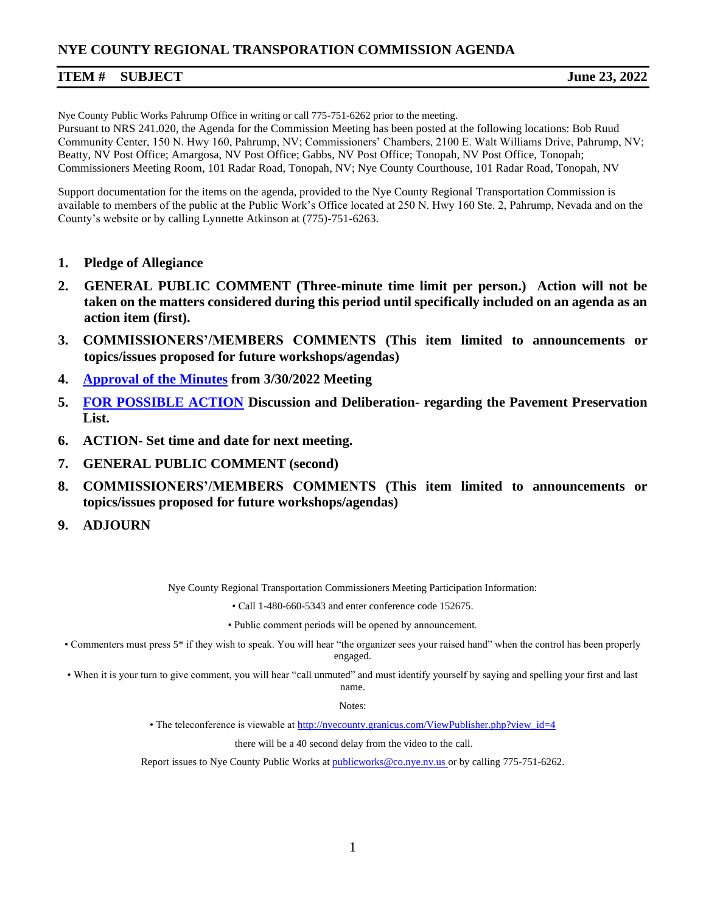# NYE COUNTY REGIONAL TRANSPORTATION COMMISSION AGENDA

**ITEM # SUBJECT** **June 23, 2022**

Nye County Public Works Pahrump Office in writing or call 775-751-6262 prior to the meeting.
Pursuant to NRS 241.020, the Agenda for the Commission Meeting has been posted at the following locations: Bob Ruud Community Center, 150 N. Hwy 160, Pahrump, NV; Commissioners' Chambers, 2100 E. Walt Williams Drive, Pahrump, NV; Beatty, NV Post Office; Amargosa, NV Post Office; Gabbs, NV Post Office; Tonopah, NV Post Office, Tonopah; Commissioners Meeting Room, 101 Radar Road, Tonopah, NV; Nye County Courthouse, 101 Radar Road, Tonopah, NV

Support documentation for the items on the agenda, provided to the Nye County Regional Transportation Commission is available to members of the public at the Public Work's Office located at 250 N. Hwy 160 Ste. 2, Pahrump, Nevada and on the County's website or by calling Lynnette Atkinson at (775)-751-6263.

1. **Pledge of Allegiance**
2. **GENERAL PUBLIC COMMENT (Three-minute time limit per person.) Action will not be taken on the matters considered during this period until specifically included on an agenda as an action item (first).**
3. **COMMISSIONERS'/MEMBERS COMMENTS (This item limited to announcements or topics/issues proposed for future workshops/agendas)**
4. **Approval of the Minutes from 3/30/2022 Meeting**
5. **FOR POSSIBLE ACTION Discussion and Deliberation- regarding the Pavement Preservation List.**
6. **ACTION- Set time and date for next meeting.**
7. **GENERAL PUBLIC COMMENT (second)**
8. **COMMISSIONERS'/MEMBERS COMMENTS (This item limited to announcements or topics/issues proposed for future workshops/agendas)**
9. **ADJOURN**

Nye County Regional Transportation Commissioners Meeting Participation Information:

• Call 1-480-660-5343 and enter conference code 152675.

• Public comment periods will be opened by announcement.

• Commenters must press 5* if they wish to speak. You will hear "the organizer sees your raised hand" when the control has been properly engaged.

• When it is your turn to give comment, you will hear "call unmuted" and must identify yourself by saying and spelling your first and last name.

Notes:

• The teleconference is viewable at http://nyecounty.granicus.com/ViewPublisher.php?view_id=4

there will be a 40 second delay from the video to the call.

Report issues to Nye County Public Works at publicworks@co.nye.nv.us or by calling 775-751-6262.